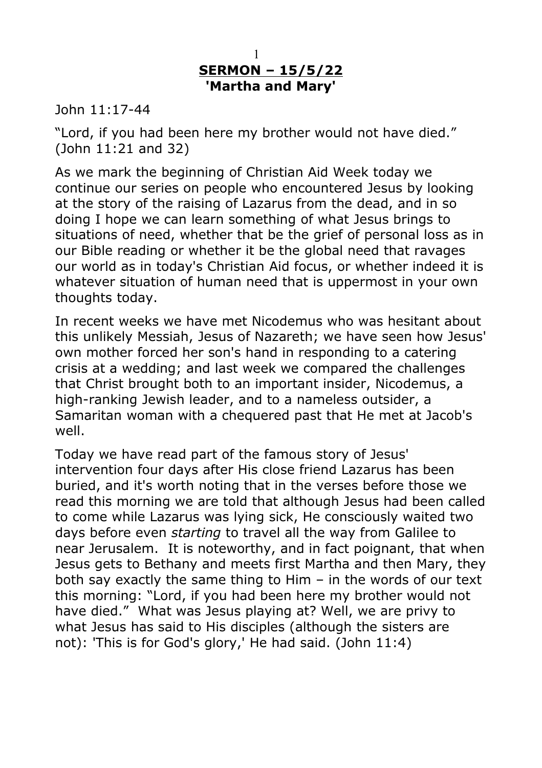**SERMON – 15/5/22**
**'Martha and Mary'**

John 11:17-44

"Lord, if you had been here my brother would not have died." (John 11:21 and 32)

As we mark the beginning of Christian Aid Week today we continue our series on people who encountered Jesus by looking at the story of the raising of Lazarus from the dead, and in so doing I hope we can learn something of what Jesus brings to situations of need, whether that be the grief of personal loss as in our Bible reading or whether it be the global need that ravages our world as in today's Christian Aid focus, or whether indeed it is whatever situation of human need that is uppermost in your own thoughts today.

In recent weeks we have met Nicodemus who was hesitant about this unlikely Messiah, Jesus of Nazareth; we have seen how Jesus' own mother forced her son's hand in responding to a catering crisis at a wedding; and last week we compared the challenges that Christ brought both to an important insider, Nicodemus, a high-ranking Jewish leader, and to a nameless outsider, a Samaritan woman with a chequered past that He met at Jacob's well.

Today we have read part of the famous story of Jesus' intervention four days after His close friend Lazarus has been buried, and it's worth noting that in the verses before those we read this morning we are told that although Jesus had been called to come while Lazarus was lying sick, He consciously waited two days before even *starting* to travel all the way from Galilee to near Jerusalem. It is noteworthy, and in fact poignant, that when Jesus gets to Bethany and meets first Martha and then Mary, they both say exactly the same thing to Him – in the words of our text this morning: "Lord, if you had been here my brother would not have died." What was Jesus playing at? Well, we are privy to what Jesus has said to His disciples (although the sisters are not): 'This is for God's glory,' He had said. (John 11:4)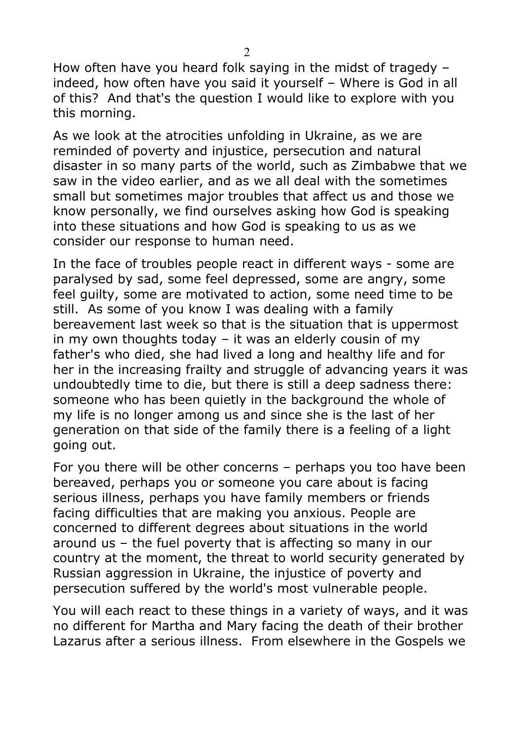How often have you heard folk saying in the midst of tragedy – indeed, how often have you said it yourself – Where is God in all of this? And that's the question I would like to explore with you this morning.

As we look at the atrocities unfolding in Ukraine, as we are reminded of poverty and injustice, persecution and natural disaster in so many parts of the world, such as Zimbabwe that we saw in the video earlier, and as we all deal with the sometimes small but sometimes major troubles that affect us and those we know personally, we find ourselves asking how God is speaking into these situations and how God is speaking to us as we consider our response to human need.

In the face of troubles people react in different ways - some are paralysed by sad, some feel depressed, some are angry, some feel guilty, some are motivated to action, some need time to be still. As some of you know I was dealing with a family bereavement last week so that is the situation that is uppermost in my own thoughts today – it was an elderly cousin of my father's who died, she had lived a long and healthy life and for her in the increasing frailty and struggle of advancing years it was undoubtedly time to die, but there is still a deep sadness there: someone who has been quietly in the background the whole of my life is no longer among us and since she is the last of her generation on that side of the family there is a feeling of a light going out.

For you there will be other concerns – perhaps you too have been bereaved, perhaps you or someone you care about is facing serious illness, perhaps you have family members or friends facing difficulties that are making you anxious. People are concerned to different degrees about situations in the world around us – the fuel poverty that is affecting so many in our country at the moment, the threat to world security generated by Russian aggression in Ukraine, the injustice of poverty and persecution suffered by the world's most vulnerable people.

You will each react to these things in a variety of ways, and it was no different for Martha and Mary facing the death of their brother Lazarus after a serious illness. From elsewhere in the Gospels we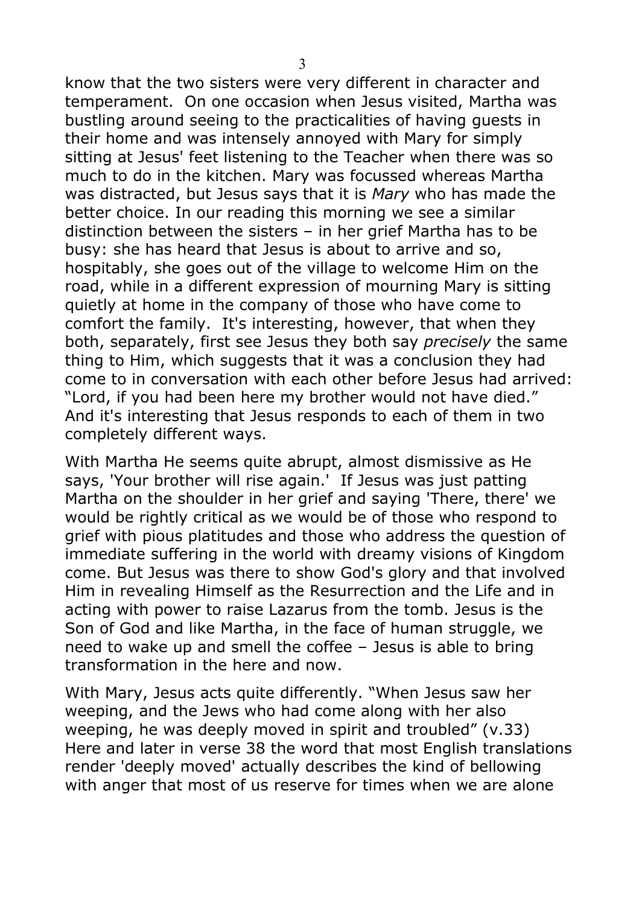know that the two sisters were very different in character and temperament. On one occasion when Jesus visited, Martha was bustling around seeing to the practicalities of having guests in their home and was intensely annoyed with Mary for simply sitting at Jesus' feet listening to the Teacher when there was so much to do in the kitchen. Mary was focussed whereas Martha was distracted, but Jesus says that it is *Mary* who has made the better choice. In our reading this morning we see a similar distinction between the sisters – in her grief Martha has to be busy: she has heard that Jesus is about to arrive and so, hospitably, she goes out of the village to welcome Him on the road, while in a different expression of mourning Mary is sitting quietly at home in the company of those who have come to comfort the family. It's interesting, however, that when they both, separately, first see Jesus they both say *precisely* the same thing to Him, which suggests that it was a conclusion they had come to in conversation with each other before Jesus had arrived: "Lord, if you had been here my brother would not have died." And it's interesting that Jesus responds to each of them in two completely different ways.

With Martha He seems quite abrupt, almost dismissive as He says, 'Your brother will rise again.' If Jesus was just patting Martha on the shoulder in her grief and saying 'There, there' we would be rightly critical as we would be of those who respond to grief with pious platitudes and those who address the question of immediate suffering in the world with dreamy visions of Kingdom come. But Jesus was there to show God's glory and that involved Him in revealing Himself as the Resurrection and the Life and in acting with power to raise Lazarus from the tomb. Jesus is the Son of God and like Martha, in the face of human struggle, we need to wake up and smell the coffee – Jesus is able to bring transformation in the here and now.

With Mary, Jesus acts quite differently. "When Jesus saw her weeping, and the Jews who had come along with her also weeping, he was deeply moved in spirit and troubled" (v.33) Here and later in verse 38 the word that most English translations render 'deeply moved' actually describes the kind of bellowing with anger that most of us reserve for times when we are alone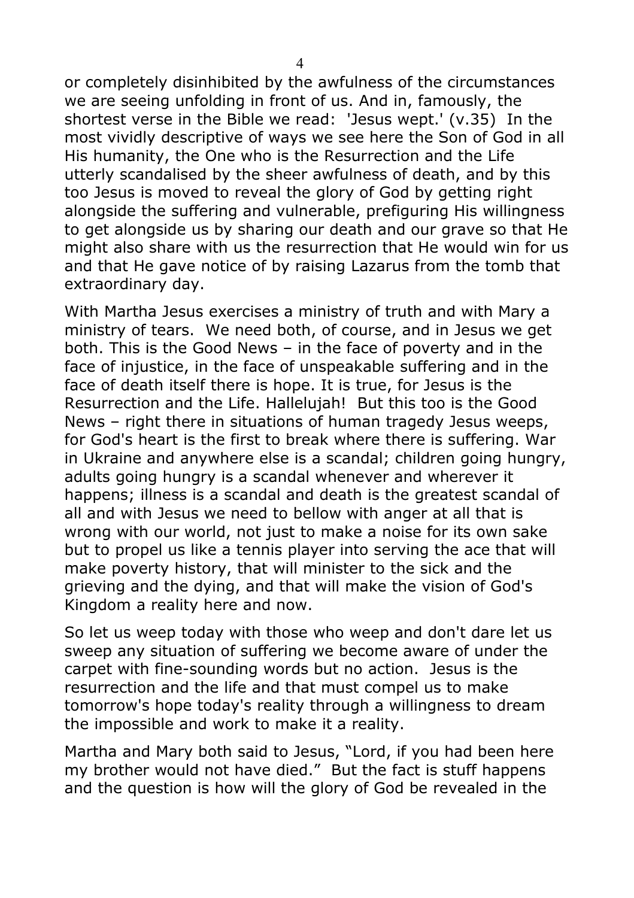or completely disinhibited by the awfulness of the circumstances we are seeing unfolding in front of us. And in, famously, the shortest verse in the Bible we read: 'Jesus wept.' (v.35) In the most vividly descriptive of ways we see here the Son of God in all His humanity, the One who is the Resurrection and the Life utterly scandalised by the sheer awfulness of death, and by this too Jesus is moved to reveal the glory of God by getting right alongside the suffering and vulnerable, prefiguring His willingness to get alongside us by sharing our death and our grave so that He might also share with us the resurrection that He would win for us and that He gave notice of by raising Lazarus from the tomb that extraordinary day.

With Martha Jesus exercises a ministry of truth and with Mary a ministry of tears. We need both, of course, and in Jesus we get both. This is the Good News – in the face of poverty and in the face of injustice, in the face of unspeakable suffering and in the face of death itself there is hope. It is true, for Jesus is the Resurrection and the Life. Hallelujah! But this too is the Good News – right there in situations of human tragedy Jesus weeps, for God's heart is the first to break where there is suffering. War in Ukraine and anywhere else is a scandal; children going hungry, adults going hungry is a scandal whenever and wherever it happens; illness is a scandal and death is the greatest scandal of all and with Jesus we need to bellow with anger at all that is wrong with our world, not just to make a noise for its own sake but to propel us like a tennis player into serving the ace that will make poverty history, that will minister to the sick and the grieving and the dying, and that will make the vision of God's Kingdom a reality here and now.

So let us weep today with those who weep and don't dare let us sweep any situation of suffering we become aware of under the carpet with fine-sounding words but no action. Jesus is the resurrection and the life and that must compel us to make tomorrow's hope today's reality through a willingness to dream the impossible and work to make it a reality.

Martha and Mary both said to Jesus, "Lord, if you had been here my brother would not have died." But the fact is stuff happens and the question is how will the glory of God be revealed in the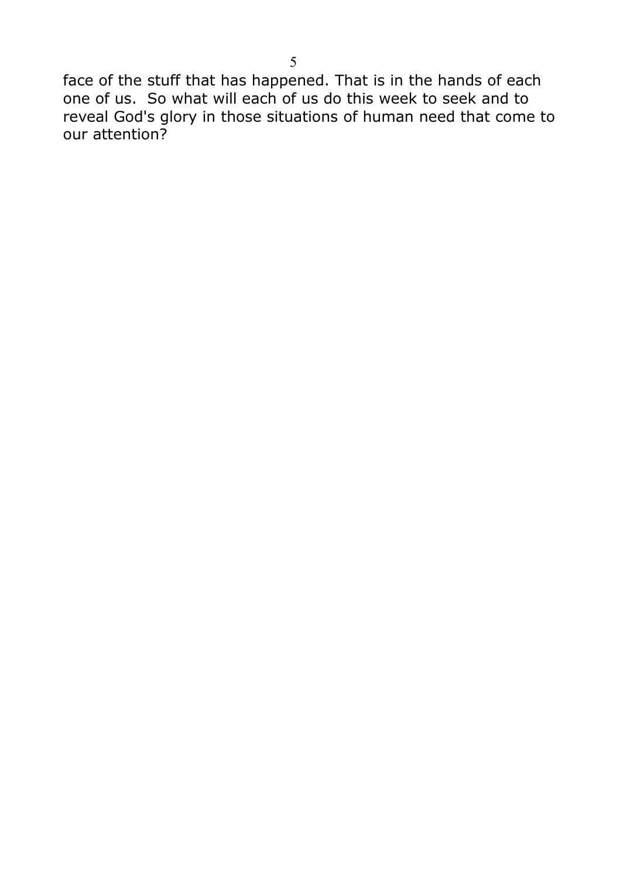face of the stuff that has happened. That is in the hands of each one of us.  So what will each of us do this week to seek and to reveal God's glory in those situations of human need that come to our attention?